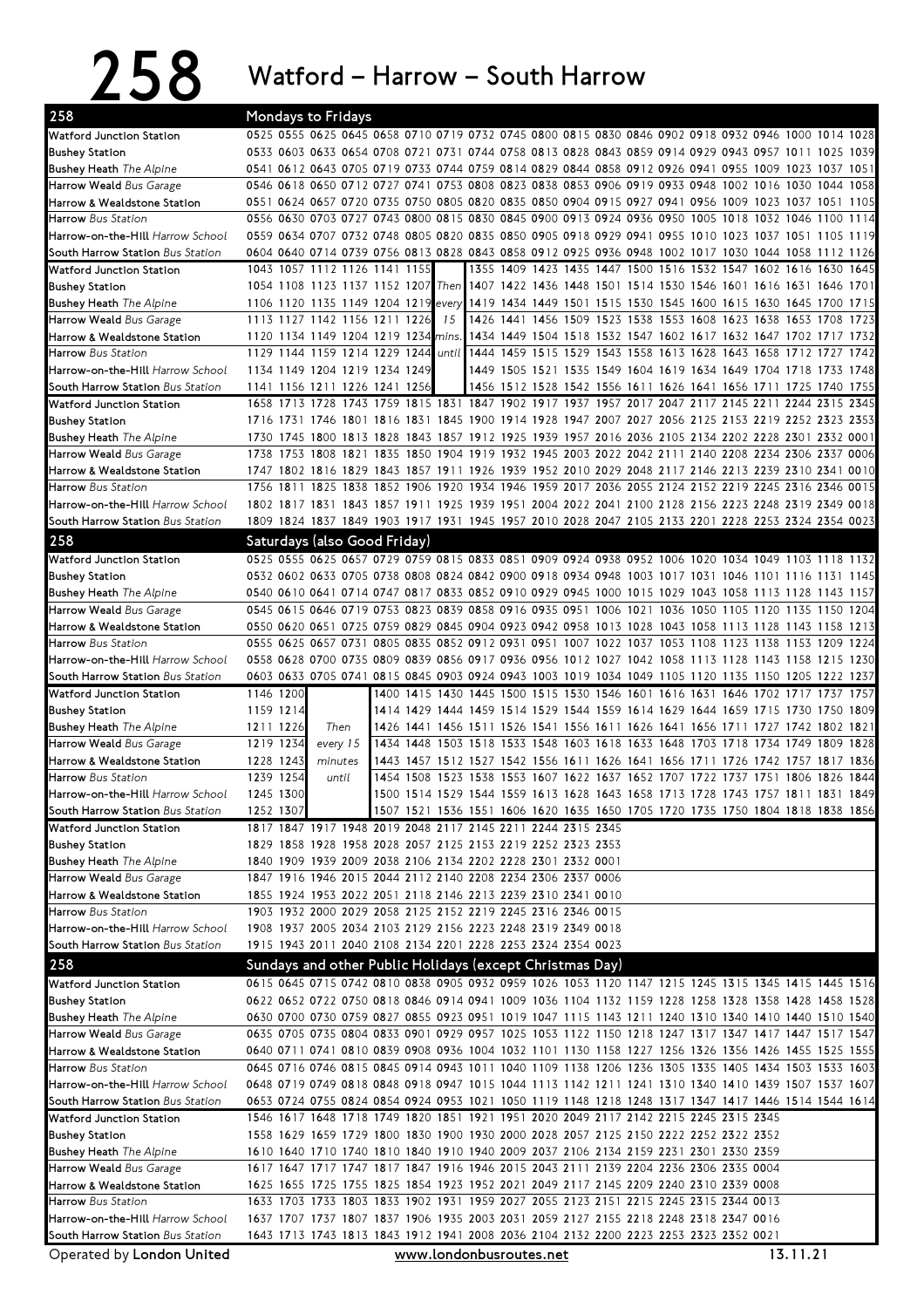# 258 Watford – Harrow – South Harrow

## 258 Mondays to Fridays

| Stop | | | | | | | | | | | | | | | | | | | |
|---|---|---|---|---|---|---|---|---|---|---|---|---|---|---|---|---|---|---|---|
| Watford Junction Station | 0525 | 0555 | 0625 | 0645 | 0658 | 0710 | 0719 | 0732 | 0745 | 0800 | 0815 | 0830 | 0846 | 0902 | 0918 | 0932 | 0946 | 1000 | 1014 | 1028 |
| Bushey Station | 0533 | 0603 | 0633 | 0654 | 0708 | 0721 | 0731 | 0744 | 0758 | 0813 | 0828 | 0843 | 0859 | 0914 | 0929 | 0943 | 0957 | 1011 | 1025 | 1039 |
| Bushey Heath *The Alpine* | 0541 | 0612 | 0643 | 0705 | 0719 | 0733 | 0744 | 0759 | 0814 | 0829 | 0844 | 0858 | 0912 | 0926 | 0941 | 0955 | 1009 | 1023 | 1037 | 1051 |
| Harrow Weald *Bus Garage* | 0546 | 0618 | 0650 | 0712 | 0727 | 0741 | 0753 | 0808 | 0823 | 0838 | 0853 | 0906 | 0919 | 0933 | 0948 | 1002 | 1016 | 1030 | 1044 | 1058 |
| Harrow & Wealdstone Station | 0551 | 0624 | 0657 | 0720 | 0735 | 0750 | 0805 | 0820 | 0835 | 0850 | 0904 | 0915 | 0927 | 0941 | 0956 | 1009 | 1023 | 1037 | 1051 | 1105 |
| Harrow *Bus Station* | 0556 | 0630 | 0703 | 0727 | 0743 | 0800 | 0815 | 0830 | 0845 | 0900 | 0913 | 0924 | 0936 | 0950 | 1005 | 1018 | 1032 | 1046 | 1100 | 1114 |
| Harrow-on-the-Hill *Harrow School* | 0559 | 0634 | 0707 | 0732 | 0748 | 0805 | 0820 | 0835 | 0850 | 0905 | 0918 | 0929 | 0941 | 0955 | 1010 | 1023 | 1037 | 1051 | 1105 | 1119 |
| South Harrow Station *Bus Station* | 0604 | 0640 | 0714 | 0739 | 0756 | 0813 | 0828 | 0843 | 0858 | 0912 | 0925 | 0936 | 0948 | 1002 | 1017 | 1030 | 1044 | 1058 | 1112 | 1126 |

| Stop | | | | | | | | | | | | | | | | | | | | |
|---|---|---|---|---|---|---|---|---|---|---|---|---|---|---|---|---|---|---|---|---|
| Watford Junction Station | 1043 | 1057 | 1112 | 1126 | 1141 | 1155 | | 1355 | 1409 | 1423 | 1435 | 1447 | 1500 | 1516 | 1532 | 1547 | 1602 | 1616 | 1630 | 1645 |
| Bushey Station | 1054 | 1108 | 1123 | 1137 | 1152 | 1207 | Then | 1407 | 1422 | 1436 | 1448 | 1501 | 1514 | 1530 | 1546 | 1601 | 1616 | 1631 | 1646 | 1701 |
| Bushey Heath *The Alpine* | 1106 | 1120 | 1135 | 1149 | 1204 | 1219 | every | 1419 | 1434 | 1449 | 1501 | 1515 | 1530 | 1545 | 1600 | 1615 | 1630 | 1645 | 1700 | 1715 |
| Harrow Weald *Bus Garage* | 1113 | 1127 | 1142 | 1156 | 1211 | 1226 | 15 | 1426 | 1441 | 1456 | 1509 | 1523 | 1538 | 1553 | 1608 | 1623 | 1638 | 1653 | 1708 | 1723 |
| Harrow & Wealdstone Station | 1120 | 1134 | 1149 | 1204 | 1219 | 1234 | mins. | 1434 | 1449 | 1504 | 1518 | 1532 | 1547 | 1602 | 1617 | 1632 | 1647 | 1702 | 1717 | 1732 |
| Harrow *Bus Station* | 1129 | 1144 | 1159 | 1214 | 1229 | 1244 | until | 1444 | 1459 | 1515 | 1529 | 1543 | 1558 | 1613 | 1628 | 1643 | 1658 | 1712 | 1727 | 1742 |
| Harrow-on-the-Hill *Harrow School* | 1134 | 1149 | 1204 | 1219 | 1234 | 1249 | | 1449 | 1505 | 1521 | 1535 | 1549 | 1604 | 1619 | 1634 | 1649 | 1704 | 1718 | 1733 | 1748 |
| South Harrow Station *Bus Station* | 1141 | 1156 | 1211 | 1226 | 1241 | 1256 | | 1456 | 1512 | 1528 | 1542 | 1556 | 1611 | 1626 | 1641 | 1656 | 1711 | 1725 | 1740 | 1755 |

| Stop | | | | | | | | | | | | | | | | | | | | |
|---|---|---|---|---|---|---|---|---|---|---|---|---|---|---|---|---|---|---|---|---|
| Watford Junction Station | 1658 | 1713 | 1728 | 1743 | 1759 | 1815 | 1831 | 1847 | 1902 | 1917 | 1937 | 1957 | 2017 | 2047 | 2117 | 2145 | 2211 | 2244 | 2315 | 2345 |
| Bushey Station | 1716 | 1731 | 1746 | 1801 | 1816 | 1831 | 1845 | 1900 | 1914 | 1928 | 1947 | 2007 | 2027 | 2056 | 2125 | 2153 | 2219 | 2252 | 2323 | 2353 |
| Bushey Heath *The Alpine* | 1730 | 1745 | 1800 | 1813 | 1828 | 1843 | 1857 | 1912 | 1925 | 1939 | 1957 | 2016 | 2036 | 2105 | 2134 | 2202 | 2228 | 2301 | 2332 | 0001 |
| Harrow Weald *Bus Garage* | 1738 | 1753 | 1808 | 1821 | 1835 | 1850 | 1904 | 1919 | 1932 | 1945 | 2003 | 2022 | 2042 | 2111 | 2140 | 2208 | 2234 | 2306 | 2337 | 0006 |
| Harrow & Wealdstone Station | 1747 | 1802 | 1816 | 1829 | 1843 | 1857 | 1911 | 1926 | 1939 | 1952 | 2010 | 2029 | 2048 | 2117 | 2146 | 2213 | 2239 | 2310 | 2341 | 0010 |
| Harrow *Bus Station* | 1756 | 1811 | 1825 | 1838 | 1852 | 1906 | 1920 | 1934 | 1946 | 1959 | 2017 | 2036 | 2055 | 2124 | 2152 | 2219 | 2245 | 2316 | 2346 | 0015 |
| Harrow-on-the-Hill *Harrow School* | 1802 | 1817 | 1831 | 1843 | 1857 | 1911 | 1925 | 1939 | 1951 | 2004 | 2022 | 2041 | 2100 | 2128 | 2156 | 2223 | 2248 | 2319 | 2349 | 0018 |
| South Harrow Station *Bus Station* | 1809 | 1824 | 1837 | 1849 | 1903 | 1917 | 1931 | 1945 | 1957 | 2010 | 2028 | 2047 | 2105 | 2133 | 2201 | 2228 | 2253 | 2324 | 2354 | 0023 |

## 258 Saturdays (also Good Friday)

| Stop | | | | | | | | | | | | | | | | | | | | |
|---|---|---|---|---|---|---|---|---|---|---|---|---|---|---|---|---|---|---|---|---|
| Watford Junction Station | 0525 | 0555 | 0625 | 0657 | 0729 | 0759 | 0815 | 0833 | 0851 | 0909 | 0924 | 0938 | 0952 | 1006 | 1020 | 1034 | 1049 | 1103 | 1118 | 1132 |
| Bushey Station | 0532 | 0602 | 0633 | 0705 | 0738 | 0808 | 0824 | 0842 | 0900 | 0918 | 0934 | 0948 | 1003 | 1017 | 1031 | 1046 | 1101 | 1116 | 1131 | 1145 |
| Bushey Heath *The Alpine* | 0540 | 0610 | 0641 | 0714 | 0747 | 0817 | 0833 | 0852 | 0910 | 0929 | 0945 | 1000 | 1015 | 1029 | 1043 | 1058 | 1113 | 1128 | 1143 | 1157 |
| Harrow Weald *Bus Garage* | 0545 | 0615 | 0646 | 0719 | 0753 | 0823 | 0839 | 0858 | 0916 | 0935 | 0951 | 1006 | 1021 | 1036 | 1050 | 1105 | 1120 | 1135 | 1150 | 1204 |
| Harrow & Wealdstone Station | 0550 | 0620 | 0651 | 0725 | 0759 | 0829 | 0845 | 0904 | 0923 | 0942 | 0958 | 1013 | 1028 | 1043 | 1058 | 1113 | 1128 | 1143 | 1158 | 1213 |
| Harrow *Bus Station* | 0555 | 0625 | 0657 | 0731 | 0805 | 0835 | 0852 | 0912 | 0931 | 0951 | 1007 | 1022 | 1037 | 1053 | 1108 | 1123 | 1138 | 1153 | 1209 | 1224 |
| Harrow-on-the-Hill *Harrow School* | 0558 | 0628 | 0700 | 0735 | 0809 | 0839 | 0856 | 0917 | 0936 | 0956 | 1012 | 1027 | 1042 | 1058 | 1113 | 1128 | 1143 | 1158 | 1215 | 1230 |
| South Harrow Station *Bus Station* | 0603 | 0633 | 0705 | 0741 | 0815 | 0845 | 0903 | 0924 | 0943 | 1003 | 1019 | 1034 | 1049 | 1105 | 1120 | 1135 | 1150 | 1205 | 1222 | 1237 |

| Stop | | | | | | | | | | | | | | | | | | | | |
|---|---|---|---|---|---|---|---|---|---|---|---|---|---|---|---|---|---|---|---|---|
| Watford Junction Station | 1146 | 1200 | | 1400 | 1415 | 1430 | 1445 | 1500 | 1515 | 1530 | 1546 | 1601 | 1616 | 1631 | 1646 | 1702 | 1717 | 1737 | 1757 |
| Bushey Station | 1159 | 1214 | | 1414 | 1429 | 1444 | 1459 | 1514 | 1529 | 1544 | 1559 | 1614 | 1629 | 1644 | 1659 | 1715 | 1730 | 1750 | 1809 |
| Bushey Heath *The Alpine* | 1211 | 1226 | Then | 1426 | 1441 | 1456 | 1511 | 1526 | 1541 | 1556 | 1611 | 1626 | 1641 | 1656 | 1711 | 1727 | 1742 | 1802 | 1821 |
| Harrow Weald *Bus Garage* | 1219 | 1234 | every 15 | 1434 | 1448 | 1503 | 1518 | 1533 | 1548 | 1603 | 1618 | 1633 | 1648 | 1703 | 1718 | 1734 | 1749 | 1809 | 1828 |
| Harrow & Wealdstone Station | 1228 | 1243 | minutes | 1443 | 1457 | 1512 | 1527 | 1542 | 1556 | 1611 | 1626 | 1641 | 1656 | 1711 | 1726 | 1742 | 1757 | 1817 | 1836 |
| Harrow *Bus Station* | 1239 | 1254 | until | 1454 | 1508 | 1523 | 1538 | 1553 | 1607 | 1622 | 1637 | 1652 | 1707 | 1722 | 1737 | 1751 | 1806 | 1826 | 1844 |
| Harrow-on-the-Hill *Harrow School* | 1245 | 1300 | | 1500 | 1514 | 1529 | 1544 | 1559 | 1613 | 1628 | 1643 | 1658 | 1713 | 1728 | 1743 | 1757 | 1811 | 1831 | 1849 |
| South Harrow Station *Bus Station* | 1252 | 1307 | | 1507 | 1521 | 1536 | 1551 | 1606 | 1620 | 1635 | 1650 | 1705 | 1720 | 1735 | 1750 | 1804 | 1818 | 1838 | 1856 |

| Stop | | | | | | | | | | | |
|---|---|---|---|---|---|---|---|---|---|---|---|
| Watford Junction Station | 1817 | 1847 | 1917 | 1948 | 2019 | 2048 | 2117 | 2145 | 2211 | 2244 | 2315 | 2345 |
| Bushey Station | 1829 | 1858 | 1928 | 1958 | 2028 | 2057 | 2125 | 2153 | 2219 | 2252 | 2323 | 2353 |
| Bushey Heath *The Alpine* | 1840 | 1909 | 1939 | 2009 | 2038 | 2106 | 2134 | 2202 | 2228 | 2301 | 2332 | 0001 |
| Harrow Weald *Bus Garage* | 1847 | 1916 | 1946 | 2015 | 2044 | 2112 | 2140 | 2208 | 2234 | 2306 | 2337 | 0006 |
| Harrow & Wealdstone Station | 1855 | 1924 | 1953 | 2022 | 2051 | 2118 | 2146 | 2213 | 2239 | 2310 | 2341 | 0010 |
| Harrow *Bus Station* | 1903 | 1932 | 2000 | 2029 | 2058 | 2125 | 2152 | 2219 | 2245 | 2316 | 2346 | 0015 |
| Harrow-on-the-Hill *Harrow School* | 1908 | 1937 | 2005 | 2034 | 2103 | 2129 | 2156 | 2223 | 2248 | 2319 | 2349 | 0018 |
| South Harrow Station *Bus Station* | 1915 | 1943 | 2011 | 2040 | 2108 | 2134 | 2201 | 2228 | 2253 | 2324 | 2354 | 0023 |

## 258 Sundays and other Public Holidays (except Christmas Day)

| Stop | | | | | | | | | | | | | | | | | | | | |
|---|---|---|---|---|---|---|---|---|---|---|---|---|---|---|---|---|---|---|---|---|
| Watford Junction Station | 0615 | 0645 | 0715 | 0742 | 0810 | 0838 | 0905 | 0932 | 0959 | 1026 | 1053 | 1120 | 1147 | 1215 | 1245 | 1315 | 1345 | 1415 | 1445 | 1516 |
| Bushey Station | 0622 | 0652 | 0722 | 0750 | 0818 | 0846 | 0914 | 0941 | 1009 | 1036 | 1104 | 1132 | 1159 | 1228 | 1258 | 1328 | 1358 | 1428 | 1458 | 1528 |
| Bushey Heath *The Alpine* | 0630 | 0700 | 0730 | 0759 | 0827 | 0855 | 0923 | 0951 | 1019 | 1047 | 1115 | 1143 | 1211 | 1240 | 1310 | 1340 | 1410 | 1440 | 1510 | 1540 |
| Harrow Weald *Bus Garage* | 0635 | 0705 | 0735 | 0804 | 0833 | 0901 | 0929 | 0957 | 1025 | 1053 | 1122 | 1150 | 1218 | 1247 | 1317 | 1347 | 1417 | 1447 | 1517 | 1547 |
| Harrow & Wealdstone Station | 0640 | 0711 | 0741 | 0810 | 0839 | 0908 | 0936 | 1004 | 1032 | 1101 | 1130 | 1158 | 1227 | 1256 | 1326 | 1356 | 1426 | 1455 | 1525 | 1555 |
| Harrow *Bus Station* | 0645 | 0716 | 0746 | 0815 | 0845 | 0914 | 0943 | 1011 | 1040 | 1109 | 1138 | 1206 | 1236 | 1305 | 1335 | 1405 | 1434 | 1503 | 1533 | 1603 |
| Harrow-on-the-Hill *Harrow School* | 0648 | 0719 | 0749 | 0818 | 0848 | 0918 | 0947 | 1015 | 1044 | 1113 | 1142 | 1211 | 1241 | 1310 | 1340 | 1410 | 1439 | 1507 | 1537 | 1607 |
| South Harrow Station *Bus Station* | 0653 | 0724 | 0755 | 0824 | 0854 | 0924 | 0953 | 1021 | 1050 | 1119 | 1148 | 1218 | 1248 | 1317 | 1347 | 1417 | 1446 | 1514 | 1544 | 1614 |

| Stop | | | | | | | | | | | | | | | | |
|---|---|---|---|---|---|---|---|---|---|---|---|---|---|---|---|---|
| Watford Junction Station | 1546 | 1617 | 1648 | 1718 | 1749 | 1820 | 1851 | 1921 | 1951 | 2020 | 2049 | 2117 | 2142 | 2215 | 2245 | 2315 | 2345 |
| Bushey Station | 1558 | 1629 | 1659 | 1729 | 1800 | 1830 | 1900 | 1930 | 2000 | 2028 | 2057 | 2125 | 2150 | 2222 | 2252 | 2322 | 2352 |
| Bushey Heath *The Alpine* | 1610 | 1640 | 1710 | 1740 | 1810 | 1840 | 1910 | 1940 | 2009 | 2037 | 2106 | 2134 | 2159 | 2231 | 2301 | 2330 | 2359 |
| Harrow Weald *Bus Garage* | 1617 | 1647 | 1717 | 1747 | 1817 | 1847 | 1916 | 1946 | 2015 | 2043 | 2111 | 2139 | 2204 | 2236 | 2306 | 2335 | 0004 |
| Harrow & Wealdstone Station | 1625 | 1655 | 1725 | 1755 | 1825 | 1854 | 1923 | 1952 | 2021 | 2049 | 2117 | 2145 | 2209 | 2240 | 2310 | 2339 | 0008 |
| Harrow *Bus Station* | 1633 | 1703 | 1733 | 1803 | 1833 | 1902 | 1931 | 1959 | 2027 | 2055 | 2123 | 2151 | 2215 | 2245 | 2315 | 2344 | 0013 |
| Harrow-on-the-Hill *Harrow School* | 1637 | 1707 | 1737 | 1807 | 1837 | 1906 | 1935 | 2003 | 2031 | 2059 | 2127 | 2155 | 2218 | 2248 | 2318 | 2347 | 0016 |
| South Harrow Station *Bus Station* | 1643 | 1713 | 1743 | 1813 | 1843 | 1912 | 1941 | 2008 | 2036 | 2104 | 2132 | 2200 | 2223 | 2253 | 2323 | 2352 | 0021 |

Operated by **London United** www.londonbusroutes.net 13.11.21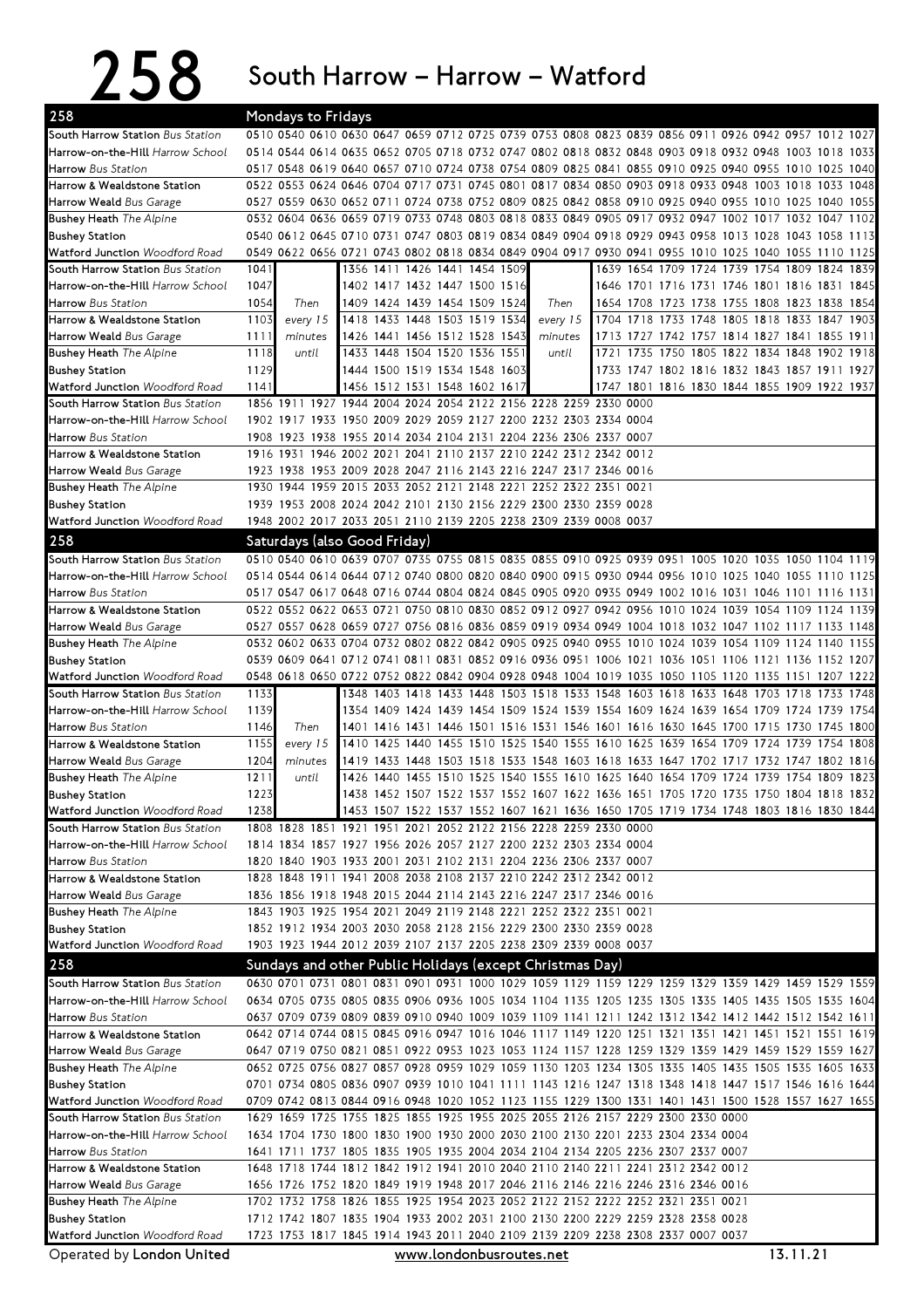# 258 South Harrow – Harrow – Watford

## Mondays to Fridays

| 258 | | | | | | | | | | | | | | | | | | | | |
|---|---|---|---|---|---|---|---|---|---|---|---|---|---|---|---|---|---|---|---|---|
| South Harrow Station *Bus Station* | 0510 | 0540 | 0610 | 0630 | 0647 | 0659 | 0712 | 0725 | 0739 | 0753 | 0808 | 0823 | 0839 | 0856 | 0911 | 0926 | 0942 | 0957 | 1012 | 1027 |
| Harrow-on-the-Hill *Harrow School* | 0514 | 0544 | 0614 | 0635 | 0652 | 0705 | 0718 | 0732 | 0747 | 0802 | 0818 | 0832 | 0848 | 0903 | 0918 | 0932 | 0948 | 1003 | 1018 | 1033 |
| Harrow *Bus Station* | 0517 | 0548 | 0619 | 0640 | 0657 | 0710 | 0724 | 0738 | 0754 | 0809 | 0825 | 0841 | 0855 | 0910 | 0925 | 0940 | 0955 | 1010 | 1025 | 1040 |
| Harrow & Wealdstone Station | 0522 | 0553 | 0624 | 0646 | 0704 | 0717 | 0731 | 0745 | 0801 | 0817 | 0834 | 0850 | 0903 | 0918 | 0933 | 0948 | 1003 | 1018 | 1033 | 1048 |
| Harrow Weald *Bus Garage* | 0527 | 0559 | 0630 | 0652 | 0711 | 0724 | 0738 | 0752 | 0809 | 0825 | 0842 | 0858 | 0910 | 0925 | 0940 | 0955 | 1010 | 1025 | 1040 | 1055 |
| Bushey Heath *The Alpine* | 0532 | 0604 | 0636 | 0659 | 0719 | 0733 | 0748 | 0803 | 0818 | 0833 | 0849 | 0905 | 0917 | 0932 | 0947 | 1002 | 1017 | 1032 | 1047 | 1102 |
| Bushey Station | 0540 | 0612 | 0645 | 0710 | 0731 | 0747 | 0803 | 0819 | 0834 | 0849 | 0904 | 0918 | 0929 | 0943 | 0958 | 1013 | 1028 | 1043 | 1058 | 1113 |
| Watford Junction *Woodford Road* | 0549 | 0622 | 0656 | 0721 | 0743 | 0802 | 0818 | 0834 | 0849 | 0904 | 0917 | 0930 | 0941 | 0955 | 1010 | 1025 | 1040 | 1055 | 1110 | 1125 |

| | | | | | | | | | | | | | | | | | | |
|---|---|---|---|---|---|---|---|---|---|---|---|---|---|---|---|---|---|---|
| South Harrow Station *Bus Station* | 1041 | | 1356 | 1411 | 1426 | 1441 | 1454 | 1509 | | 1639 | 1654 | 1709 | 1724 | 1739 | 1754 | 1809 | 1824 | 1839 |
| Harrow-on-the-Hill *Harrow School* | 1047 | | 1402 | 1417 | 1432 | 1447 | 1500 | 1516 | | 1646 | 1701 | 1716 | 1731 | 1746 | 1801 | 1816 | 1831 | 1845 |
| Harrow *Bus Station* | 1054 | Then | 1409 | 1424 | 1439 | 1454 | 1509 | 1524 | Then | 1654 | 1708 | 1723 | 1738 | 1755 | 1808 | 1823 | 1838 | 1854 |
| Harrow & Wealdstone Station | 1103 | every 15 | 1418 | 1433 | 1448 | 1503 | 1519 | 1534 | every 15 | 1704 | 1718 | 1733 | 1748 | 1805 | 1818 | 1833 | 1847 | 1903 |
| Harrow Weald *Bus Garage* | 1111 | minutes | 1426 | 1441 | 1456 | 1512 | 1528 | 1543 | minutes | 1713 | 1727 | 1742 | 1757 | 1814 | 1827 | 1841 | 1855 | 1911 |
| Bushey Heath *The Alpine* | 1118 | until | 1433 | 1448 | 1504 | 1520 | 1536 | 1551 | until | 1721 | 1735 | 1750 | 1805 | 1822 | 1834 | 1848 | 1902 | 1918 |
| Bushey Station | 1129 | | 1444 | 1500 | 1519 | 1534 | 1548 | 1603 | | 1733 | 1747 | 1802 | 1816 | 1832 | 1843 | 1857 | 1911 | 1927 |
| Watford Junction *Woodford Road* | 1141 | | 1456 | 1512 | 1531 | 1548 | 1602 | 1617 | | 1747 | 1801 | 1816 | 1830 | 1844 | 1855 | 1909 | 1922 | 1937 |

| | | | | | | | | | | | | | |
|---|---|---|---|---|---|---|---|---|---|---|---|---|---|
| South Harrow Station *Bus Station* | 1856 | 1911 | 1927 | 1944 | 2004 | 2024 | 2054 | 2122 | 2156 | 2228 | 2259 | 2330 | 0000 |
| Harrow-on-the-Hill *Harrow School* | 1902 | 1917 | 1933 | 1950 | 2009 | 2029 | 2059 | 2127 | 2200 | 2232 | 2303 | 2334 | 0004 |
| Harrow *Bus Station* | 1908 | 1923 | 1938 | 1955 | 2014 | 2034 | 2104 | 2131 | 2204 | 2236 | 2306 | 2337 | 0007 |
| Harrow & Wealdstone Station | 1916 | 1931 | 1946 | 2002 | 2021 | 2041 | 2110 | 2137 | 2210 | 2242 | 2312 | 2342 | 0012 |
| Harrow Weald *Bus Garage* | 1923 | 1938 | 1953 | 2009 | 2028 | 2047 | 2116 | 2143 | 2216 | 2247 | 2317 | 2346 | 0016 |
| Bushey Heath *The Alpine* | 1930 | 1944 | 1959 | 2015 | 2033 | 2052 | 2121 | 2148 | 2221 | 2252 | 2322 | 2351 | 0021 |
| Bushey Station | 1939 | 1953 | 2008 | 2024 | 2042 | 2101 | 2130 | 2156 | 2229 | 2300 | 2330 | 2359 | 0028 |
| Watford Junction *Woodford Road* | 1948 | 2002 | 2017 | 2033 | 2051 | 2110 | 2139 | 2205 | 2238 | 2309 | 2339 | 0008 | 0037 |

## Saturdays (also Good Friday)

| 258 | | | | | | | | | | | | | | | | | | | | |
|---|---|---|---|---|---|---|---|---|---|---|---|---|---|---|---|---|---|---|---|---|
| South Harrow Station *Bus Station* | 0510 | 0540 | 0610 | 0639 | 0707 | 0735 | 0755 | 0815 | 0835 | 0855 | 0910 | 0925 | 0939 | 0951 | 1005 | 1020 | 1035 | 1050 | 1104 | 1119 |
| Harrow-on-the-Hill *Harrow School* | 0514 | 0544 | 0614 | 0644 | 0712 | 0740 | 0800 | 0820 | 0840 | 0900 | 0915 | 0930 | 0944 | 0956 | 1010 | 1025 | 1040 | 1055 | 1110 | 1125 |
| Harrow *Bus Station* | 0517 | 0547 | 0617 | 0648 | 0716 | 0744 | 0804 | 0824 | 0845 | 0905 | 0920 | 0935 | 0949 | 1002 | 1016 | 1031 | 1046 | 1101 | 1116 | 1131 |
| Harrow & Wealdstone Station | 0522 | 0552 | 0622 | 0653 | 0721 | 0750 | 0810 | 0830 | 0852 | 0912 | 0927 | 0942 | 0956 | 1010 | 1024 | 1039 | 1054 | 1109 | 1124 | 1139 |
| Harrow Weald *Bus Garage* | 0527 | 0557 | 0628 | 0659 | 0727 | 0756 | 0816 | 0836 | 0859 | 0919 | 0934 | 0949 | 1004 | 1018 | 1032 | 1047 | 1102 | 1117 | 1133 | 1148 |
| Bushey Heath *The Alpine* | 0532 | 0602 | 0633 | 0704 | 0732 | 0802 | 0822 | 0842 | 0905 | 0925 | 0940 | 0955 | 1010 | 1024 | 1039 | 1054 | 1109 | 1124 | 1140 | 1155 |
| Bushey Station | 0539 | 0609 | 0641 | 0712 | 0741 | 0811 | 0831 | 0852 | 0916 | 0936 | 0951 | 1006 | 1021 | 1036 | 1051 | 1106 | 1121 | 1136 | 1152 | 1207 |
| Watford Junction *Woodford Road* | 0548 | 0618 | 0650 | 0722 | 0752 | 0822 | 0842 | 0904 | 0928 | 0948 | 1004 | 1019 | 1035 | 1050 | 1105 | 1120 | 1135 | 1151 | 1207 | 1222 |

| | | | | | | | | | | | | | | | | | | | |
|---|---|---|---|---|---|---|---|---|---|---|---|---|---|---|---|---|---|---|---|
| South Harrow Station *Bus Station* | 1133 | | 1348 | 1403 | 1418 | 1433 | 1448 | 1503 | 1518 | 1533 | 1548 | 1603 | 1618 | 1633 | 1648 | 1703 | 1718 | 1733 | 1748 |
| Harrow-on-the-Hill *Harrow School* | 1139 | | 1354 | 1409 | 1424 | 1439 | 1454 | 1509 | 1524 | 1539 | 1554 | 1609 | 1624 | 1639 | 1654 | 1709 | 1724 | 1739 | 1754 |
| Harrow *Bus Station* | 1146 | Then | 1401 | 1416 | 1431 | 1446 | 1501 | 1516 | 1531 | 1546 | 1601 | 1616 | 1630 | 1645 | 1700 | 1715 | 1730 | 1745 | 1800 |
| Harrow & Wealdstone Station | 1155 | every 15 | 1410 | 1425 | 1440 | 1455 | 1510 | 1525 | 1540 | 1555 | 1610 | 1625 | 1639 | 1654 | 1709 | 1724 | 1739 | 1754 | 1808 |
| Harrow Weald *Bus Garage* | 1204 | minutes | 1419 | 1433 | 1448 | 1503 | 1518 | 1533 | 1548 | 1603 | 1618 | 1633 | 1647 | 1702 | 1717 | 1732 | 1747 | 1802 | 1816 |
| Bushey Heath *The Alpine* | 1211 | until | 1426 | 1440 | 1455 | 1510 | 1525 | 1540 | 1555 | 1610 | 1625 | 1640 | 1654 | 1709 | 1724 | 1739 | 1754 | 1809 | 1823 |
| Bushey Station | 1223 | | 1438 | 1452 | 1507 | 1522 | 1537 | 1552 | 1607 | 1622 | 1636 | 1651 | 1705 | 1720 | 1735 | 1750 | 1804 | 1818 | 1832 |
| Watford Junction *Woodford Road* | 1238 | | 1453 | 1507 | 1522 | 1537 | 1552 | 1607 | 1621 | 1636 | 1650 | 1705 | 1719 | 1734 | 1748 | 1803 | 1816 | 1830 | 1844 |

| | | | | | | | | | | | | | |
|---|---|---|---|---|---|---|---|---|---|---|---|---|---|
| South Harrow Station *Bus Station* | 1808 | 1828 | 1851 | 1921 | 1951 | 2021 | 2052 | 2122 | 2156 | 2228 | 2259 | 2330 | 0000 |
| Harrow-on-the-Hill *Harrow School* | 1814 | 1834 | 1857 | 1927 | 1956 | 2026 | 2057 | 2127 | 2200 | 2232 | 2303 | 2334 | 0004 |
| Harrow *Bus Station* | 1820 | 1840 | 1903 | 1933 | 2001 | 2031 | 2102 | 2131 | 2204 | 2236 | 2306 | 2337 | 0007 |
| Harrow & Wealdstone Station | 1828 | 1848 | 1911 | 1941 | 2008 | 2038 | 2108 | 2137 | 2210 | 2242 | 2312 | 2342 | 0012 |
| Harrow Weald *Bus Garage* | 1836 | 1856 | 1918 | 1948 | 2015 | 2044 | 2114 | 2143 | 2216 | 2247 | 2317 | 2346 | 0016 |
| Bushey Heath *The Alpine* | 1843 | 1903 | 1925 | 1954 | 2021 | 2049 | 2119 | 2148 | 2221 | 2252 | 2322 | 2351 | 0021 |
| Bushey Station | 1852 | 1912 | 1934 | 2003 | 2030 | 2058 | 2128 | 2156 | 2229 | 2300 | 2330 | 2359 | 0028 |
| Watford Junction *Woodford Road* | 1903 | 1923 | 1944 | 2012 | 2039 | 2107 | 2137 | 2205 | 2238 | 2309 | 2339 | 0008 | 0037 |

## Sundays and other Public Holidays (except Christmas Day)

| 258 | | | | | | | | | | | | | | | | | | | | |
|---|---|---|---|---|---|---|---|---|---|---|---|---|---|---|---|---|---|---|---|---|
| South Harrow Station *Bus Station* | 0630 | 0701 | 0731 | 0801 | 0831 | 0901 | 0931 | 1000 | 1029 | 1059 | 1129 | 1159 | 1229 | 1259 | 1329 | 1359 | 1429 | 1459 | 1529 | 1559 |
| Harrow-on-the-Hill *Harrow School* | 0634 | 0705 | 0735 | 0805 | 0836 | 0906 | 0936 | 1005 | 1034 | 1104 | 1135 | 1205 | 1235 | 1305 | 1335 | 1405 | 1435 | 1505 | 1535 | 1604 |
| Harrow *Bus Station* | 0637 | 0709 | 0739 | 0809 | 0839 | 0910 | 0940 | 1009 | 1039 | 1109 | 1141 | 1211 | 1242 | 1312 | 1342 | 1412 | 1442 | 1512 | 1542 | 1611 |
| Harrow & Wealdstone Station | 0642 | 0714 | 0744 | 0815 | 0845 | 0916 | 0947 | 1016 | 1046 | 1117 | 1149 | 1220 | 1251 | 1321 | 1351 | 1421 | 1451 | 1521 | 1551 | 1619 |
| Harrow Weald *Bus Garage* | 0647 | 0719 | 0750 | 0821 | 0851 | 0922 | 0953 | 1023 | 1053 | 1124 | 1157 | 1228 | 1259 | 1329 | 1359 | 1429 | 1459 | 1529 | 1559 | 1627 |
| Bushey Heath *The Alpine* | 0652 | 0725 | 0756 | 0827 | 0857 | 0928 | 0959 | 1029 | 1059 | 1130 | 1203 | 1234 | 1305 | 1335 | 1405 | 1435 | 1505 | 1535 | 1605 | 1633 |
| Bushey Station | 0701 | 0734 | 0805 | 0836 | 0907 | 0939 | 1010 | 1041 | 1111 | 1143 | 1216 | 1247 | 1318 | 1348 | 1418 | 1448 | 1517 | 1546 | 1616 | 1644 |
| Watford Junction *Woodford Road* | 0709 | 0742 | 0813 | 0844 | 0916 | 0948 | 1020 | 1052 | 1123 | 1155 | 1229 | 1300 | 1331 | 1401 | 1431 | 1500 | 1528 | 1557 | 1627 | 1655 |

| | | | | | | | | | | | | | | | | |
|---|---|---|---|---|---|---|---|---|---|---|---|---|---|---|---|---|
| South Harrow Station *Bus Station* | 1629 | 1659 | 1725 | 1755 | 1825 | 1855 | 1925 | 1955 | 2025 | 2055 | 2126 | 2157 | 2229 | 2300 | 2330 | 0000 |
| Harrow-on-the-Hill *Harrow School* | 1634 | 1704 | 1730 | 1800 | 1830 | 1900 | 1930 | 2000 | 2030 | 2100 | 2130 | 2201 | 2233 | 2304 | 2334 | 0004 |
| Harrow *Bus Station* | 1641 | 1711 | 1737 | 1805 | 1835 | 1905 | 1935 | 2004 | 2034 | 2104 | 2134 | 2205 | 2236 | 2307 | 2337 | 0007 |
| Harrow & Wealdstone Station | 1648 | 1718 | 1744 | 1812 | 1842 | 1912 | 1941 | 2010 | 2040 | 2110 | 2140 | 2211 | 2241 | 2312 | 2342 | 0012 |
| Harrow Weald *Bus Garage* | 1656 | 1726 | 1752 | 1820 | 1849 | 1919 | 1948 | 2017 | 2046 | 2116 | 2146 | 2216 | 2246 | 2316 | 2346 | 0016 |
| Bushey Heath *The Alpine* | 1702 | 1732 | 1758 | 1826 | 1855 | 1925 | 1954 | 2023 | 2052 | 2122 | 2152 | 2222 | 2252 | 2321 | 2351 | 0021 |
| Bushey Station | 1712 | 1742 | 1807 | 1835 | 1904 | 1933 | 2002 | 2031 | 2100 | 2130 | 2200 | 2229 | 2259 | 2328 | 2358 | 0028 |
| Watford Junction *Woodford Road* | 1723 | 1753 | 1817 | 1845 | 1914 | 1943 | 2011 | 2040 | 2109 | 2139 | 2209 | 2238 | 2308 | 2337 | 0007 | 0037 |

Operated by **London United** — www.londonbusroutes.net — 13.11.21